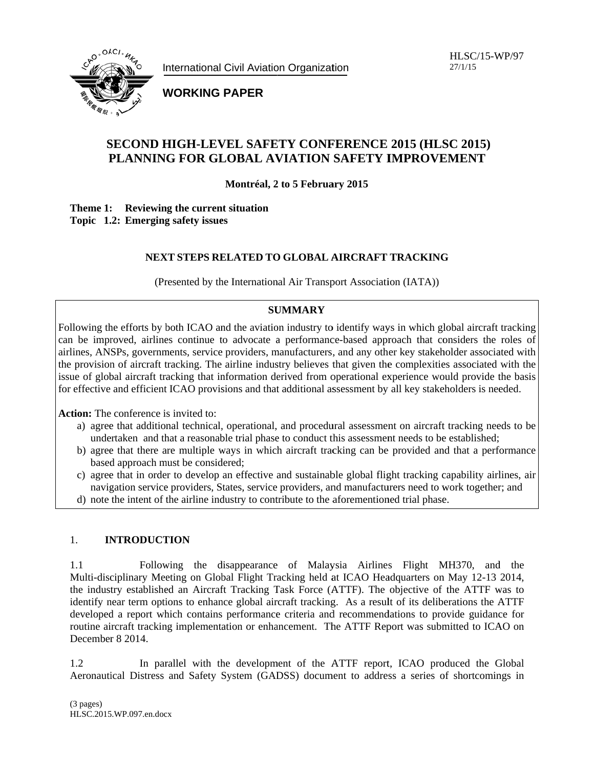HLSC/15-WP/97
27/1/15

International Civil Aviation Organization

**WORKING PAPER**

# SECOND HIGH-LEVEL SAFETY CONFERENCE 2015 (HLSC 2015)
# PLANNING FOR GLOBAL AVIATION SAFETY IMPROVEMENT

**Montréal, 2 to 5 February 2015**

**Theme 1: Reviewing the current situation**
**Topic 1.2: Emerging safety issues**

## NEXT STEPS RELATED TO GLOBAL AIRCRAFT TRACKING

(Presented by the International Air Transport Association (IATA))

**SUMMARY**

Following the efforts by both ICAO and the aviation industry to identify ways in which global aircraft tracking can be improved, airlines continue to advocate a performance-based approach that considers the roles of airlines, ANSPs, governments, service providers, manufacturers, and any other key stakeholder associated with the provision of aircraft tracking. The airline industry believes that given the complexities associated with the issue of global aircraft tracking that information derived from operational experience would provide the basis for effective and efficient ICAO provisions and that additional assessment by all key stakeholders is needed.

**Action:** The conference is invited to:

a) agree that additional technical, operational, and procedural assessment on aircraft tracking needs to be undertaken and that a reasonable trial phase to conduct this assessment needs to be established;
b) agree that there are multiple ways in which aircraft tracking can be provided and that a performance based approach must be considered;
c) agree that in order to develop an effective and sustainable global flight tracking capability airlines, air navigation service providers, States, service providers, and manufacturers need to work together; and
d) note the intent of the airline industry to contribute to the aforementioned trial phase.

## 1. INTRODUCTION

1.1 Following the disappearance of Malaysia Airlines Flight MH370, and the Multi-disciplinary Meeting on Global Flight Tracking held at ICAO Headquarters on May 12-13 2014, the industry established an Aircraft Tracking Task Force (ATTF). The objective of the ATTF was to identify near term options to enhance global aircraft tracking. As a result of its deliberations the ATTF developed a report which contains performance criteria and recommendations to provide guidance for routine aircraft tracking implementation or enhancement. The ATTF Report was submitted to ICAO on December 8 2014.

1.2 In parallel with the development of the ATTF report, ICAO produced the Global Aeronautical Distress and Safety System (GADSS) document to address a series of shortcomings in

(3 pages)
HLSC.2015.WP.097.en.docx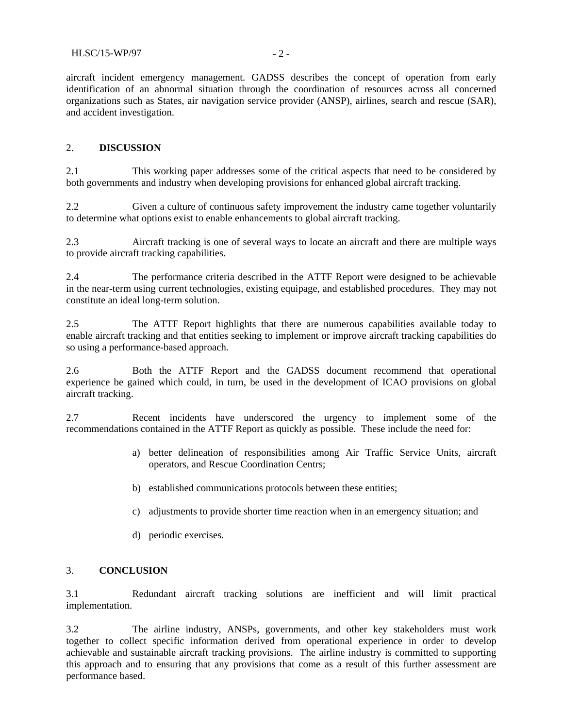aircraft incident emergency management. GADSS describes the concept of operation from early identification of an abnormal situation through the coordination of resources across all concerned organizations such as States, air navigation service provider (ANSP), airlines, search and rescue (SAR), and accident investigation.

## 2. DISCUSSION

2.1 This working paper addresses some of the critical aspects that need to be considered by both governments and industry when developing provisions for enhanced global aircraft tracking.

2.2 Given a culture of continuous safety improvement the industry came together voluntarily to determine what options exist to enable enhancements to global aircraft tracking.

2.3 Aircraft tracking is one of several ways to locate an aircraft and there are multiple ways to provide aircraft tracking capabilities.

2.4 The performance criteria described in the ATTF Report were designed to be achievable in the near-term using current technologies, existing equipage, and established procedures. They may not constitute an ideal long-term solution.

2.5 The ATTF Report highlights that there are numerous capabilities available today to enable aircraft tracking and that entities seeking to implement or improve aircraft tracking capabilities do so using a performance-based approach.

2.6 Both the ATTF Report and the GADSS document recommend that operational experience be gained which could, in turn, be used in the development of ICAO provisions on global aircraft tracking.

2.7 Recent incidents have underscored the urgency to implement some of the recommendations contained in the ATTF Report as quickly as possible. These include the need for:

a) better delineation of responsibilities among Air Traffic Service Units, aircraft operators, and Rescue Coordination Centrs;

b) established communications protocols between these entities;

c) adjustments to provide shorter time reaction when in an emergency situation; and

d) periodic exercises.

## 3. CONCLUSION

3.1 Redundant aircraft tracking solutions are inefficient and will limit practical implementation.

3.2 The airline industry, ANSPs, governments, and other key stakeholders must work together to collect specific information derived from operational experience in order to develop achievable and sustainable aircraft tracking provisions. The airline industry is committed to supporting this approach and to ensuring that any provisions that come as a result of this further assessment are performance based.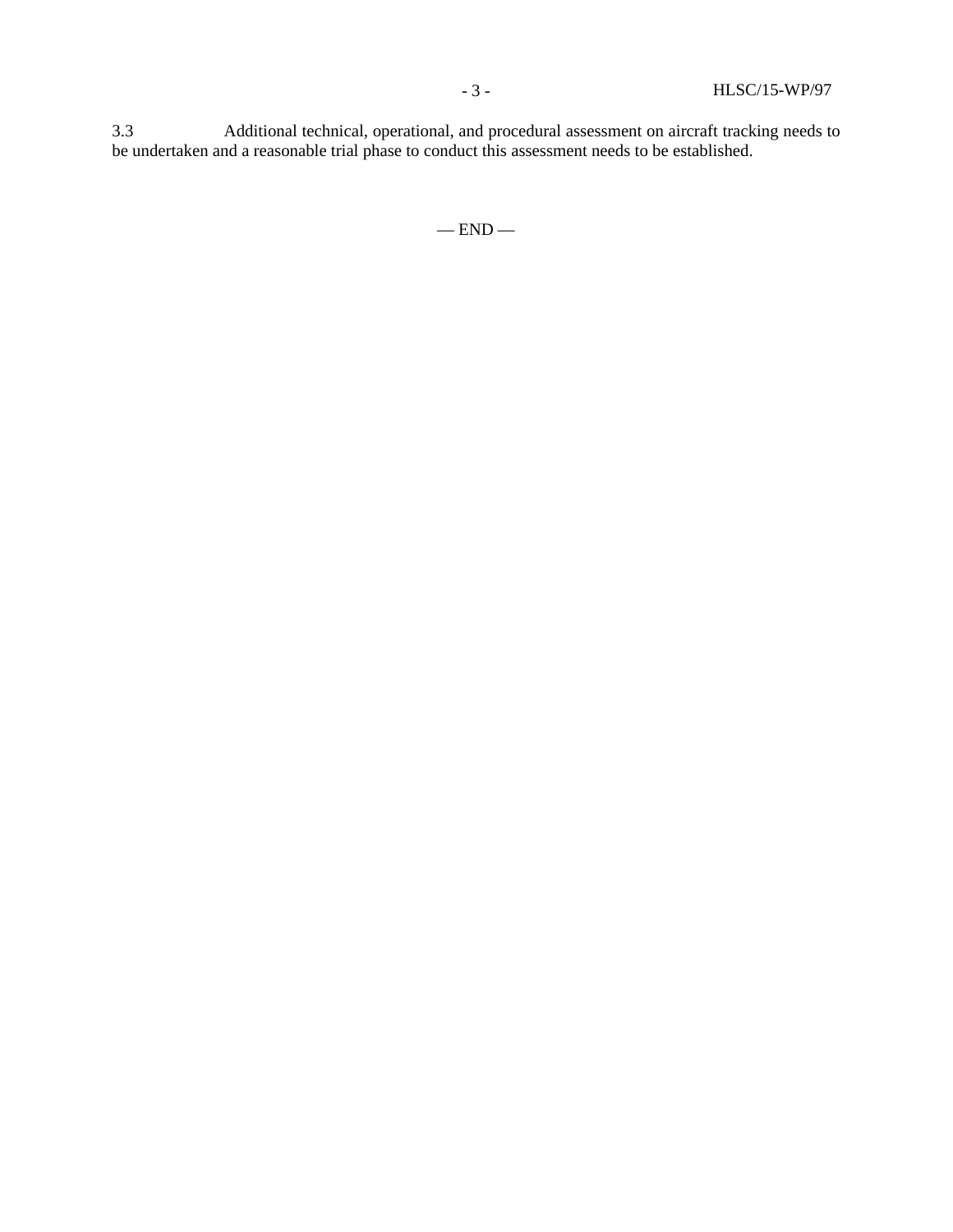3.3 Additional technical, operational, and procedural assessment on aircraft tracking needs to be undertaken and a reasonable trial phase to conduct this assessment needs to be established.

— END —